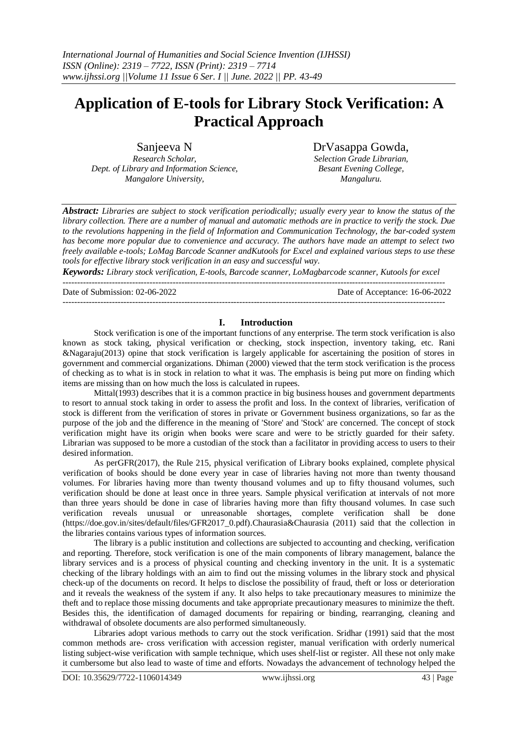# Application of E-tools for Library Stock Verification: A Practical Approach

Sanjeeva N
*Research Scholar,*
*Dept. of Library and Information Science,*
*Mangalore University,*

DrVasappa Gowda,
*Selection Grade Librarian,*
*Besant Evening College,*
*Mangaluru.*

***Abstract:*** *Libraries are subject to stock verification periodically; usually every year to know the status of the library collection. There are a number of manual and automatic methods are in practice to verify the stock. Due to the revolutions happening in the field of Information and Communication Technology, the bar-coded system has become more popular due to convenience and accuracy. The authors have made an attempt to select two freely available e-tools; LoMag Barcode Scanner andKutools for Excel and explained various steps to use these tools for effective library stock verification in an easy and successful way.*

***Keywords:*** *Library stock verification, E-tools, Barcode scanner, LoMagbarcode scanner, Kutools for excel*

---

Date of Submission: 02-06-2022 Date of Acceptance: 16-06-2022

---

## I. Introduction

Stock verification is one of the important functions of any enterprise. The term stock verification is also known as stock taking, physical verification or checking, stock inspection, inventory taking, etc. Rani &Nagaraju(2013) opine that stock verification is largely applicable for ascertaining the position of stores in government and commercial organizations. Dhiman (2000) viewed that the term stock verification is the process of checking as to what is in stock in relation to what it was. The emphasis is being put more on finding which items are missing than on how much the loss is calculated in rupees.

Mittal(1993) describes that it is a common practice in big business houses and government departments to resort to annual stock taking in order to assess the profit and loss. In the context of libraries, verification of stock is different from the verification of stores in private or Government business organizations, so far as the purpose of the job and the difference in the meaning of 'Store' and 'Stock' are concerned. The concept of stock verification might have its origin when books were scare and were to be strictly guarded for their safety. Librarian was supposed to be more a custodian of the stock than a facilitator in providing access to users to their desired information.

As perGFR(2017), the Rule 215, physical verification of Library books explained, complete physical verification of books should be done every year in case of libraries having not more than twenty thousand volumes. For libraries having more than twenty thousand volumes and up to fifty thousand volumes, such verification should be done at least once in three years. Sample physical verification at intervals of not more than three years should be done in case of libraries having more than fifty thousand volumes. In case such verification reveals unusual or unreasonable shortages, complete verification shall be done (https://doe.gov.in/sites/default/files/GFR2017_0.pdf).Chaurasia&Chaurasia (2011) said that the collection in the libraries contains various types of information sources.

The library is a public institution and collections are subjected to accounting and checking, verification and reporting. Therefore, stock verification is one of the main components of library management, balance the library services and is a process of physical counting and checking inventory in the unit. It is a systematic checking of the library holdings with an aim to find out the missing volumes in the library stock and physical check-up of the documents on record. It helps to disclose the possibility of fraud, theft or loss or deterioration and it reveals the weakness of the system if any. It also helps to take precautionary measures to minimize the theft and to replace those missing documents and take appropriate precautionary measures to minimize the theft. Besides this, the identification of damaged documents for repairing or binding, rearranging, cleaning and withdrawal of obsolete documents are also performed simultaneously.

Libraries adopt various methods to carry out the stock verification. Sridhar (1991) said that the most common methods are- cross verification with accession register, manual verification with orderly numerical listing subject-wise verification with sample technique, which uses shelf-list or register. All these not only make it cumbersome but also lead to waste of time and efforts. Nowadays the advancement of technology helped the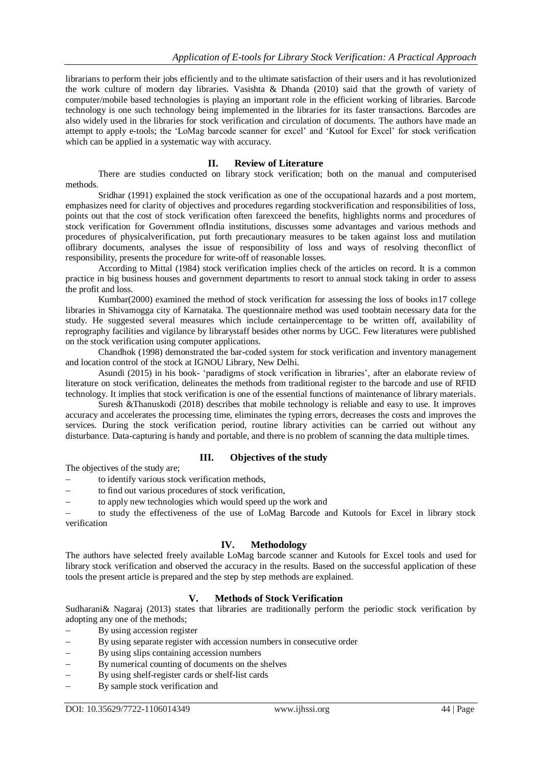librarians to perform their jobs efficiently and to the ultimate satisfaction of their users and it has revolutionized the work culture of modern day libraries. Vasishta & Dhanda (2010) said that the growth of variety of computer/mobile based technologies is playing an important role in the efficient working of libraries. Barcode technology is one such technology being implemented in the libraries for its faster transactions. Barcodes are also widely used in the libraries for stock verification and circulation of documents. The authors have made an attempt to apply e-tools; the 'LoMag barcode scanner for excel' and 'Kutool for Excel' for stock verification which can be applied in a systematic way with accuracy.

## II. Review of Literature

There are studies conducted on library stock verification; both on the manual and computerised methods.

Sridhar (1991) explained the stock verification as one of the occupational hazards and a post mortem, emphasizes need for clarity of objectives and procedures regarding stockverification and responsibilities of loss, points out that the cost of stock verification often farexceed the benefits, highlights norms and procedures of stock verification for Government ofIndia institutions, discusses some advantages and various methods and procedures of physicalverification, put forth precautionary measures to be taken against loss and mutilation oflibrary documents, analyses the issue of responsibility of loss and ways of resolving theconflict of responsibility, presents the procedure for write-off of reasonable losses.

According to Mittal (1984) stock verification implies check of the articles on record. It is a common practice in big business houses and government departments to resort to annual stock taking in order to assess the profit and loss.

Kumbar(2000) examined the method of stock verification for assessing the loss of books in17 college libraries in Shivamogga city of Karnataka. The questionnaire method was used toobtain necessary data for the study. He suggested several measures which include certainpercentage to be written off, availability of reprography facilities and vigilance by librarystaff besides other norms by UGC. Few literatures were published on the stock verification using computer applications.

Chandhok (1998) demonstrated the bar-coded system for stock verification and inventory management and location control of the stock at IGNOU Library, New Delhi.

Asundi (2015) in his book- 'paradigms of stock verification in libraries', after an elaborate review of literature on stock verification, delineates the methods from traditional register to the barcode and use of RFID technology. It implies that stock verification is one of the essential functions of maintenance of library materials.

Suresh &Thanuskodi (2018) describes that mobile technology is reliable and easy to use. It improves accuracy and accelerates the processing time, eliminates the typing errors, decreases the costs and improves the services. During the stock verification period, routine library activities can be carried out without any disturbance. Data-capturing is handy and portable, and there is no problem of scanning the data multiple times.

## III. Objectives of the study

The objectives of the study are;

- to identify various stock verification methods,
- to find out various procedures of stock verification,
- to apply new technologies which would speed up the work and
- to study the effectiveness of the use of LoMag Barcode and Kutools for Excel in library stock verification

## IV. Methodology

The authors have selected freely available LoMag barcode scanner and Kutools for Excel tools and used for library stock verification and observed the accuracy in the results. Based on the successful application of these tools the present article is prepared and the step by step methods are explained.

## V. Methods of Stock Verification

Sudharani& Nagaraj (2013) states that libraries are traditionally perform the periodic stock verification by adopting any one of the methods;

- By using accession register
- By using separate register with accession numbers in consecutive order
- By using slips containing accession numbers
- By numerical counting of documents on the shelves
- By using shelf-register cards or shelf-list cards
- By sample stock verification and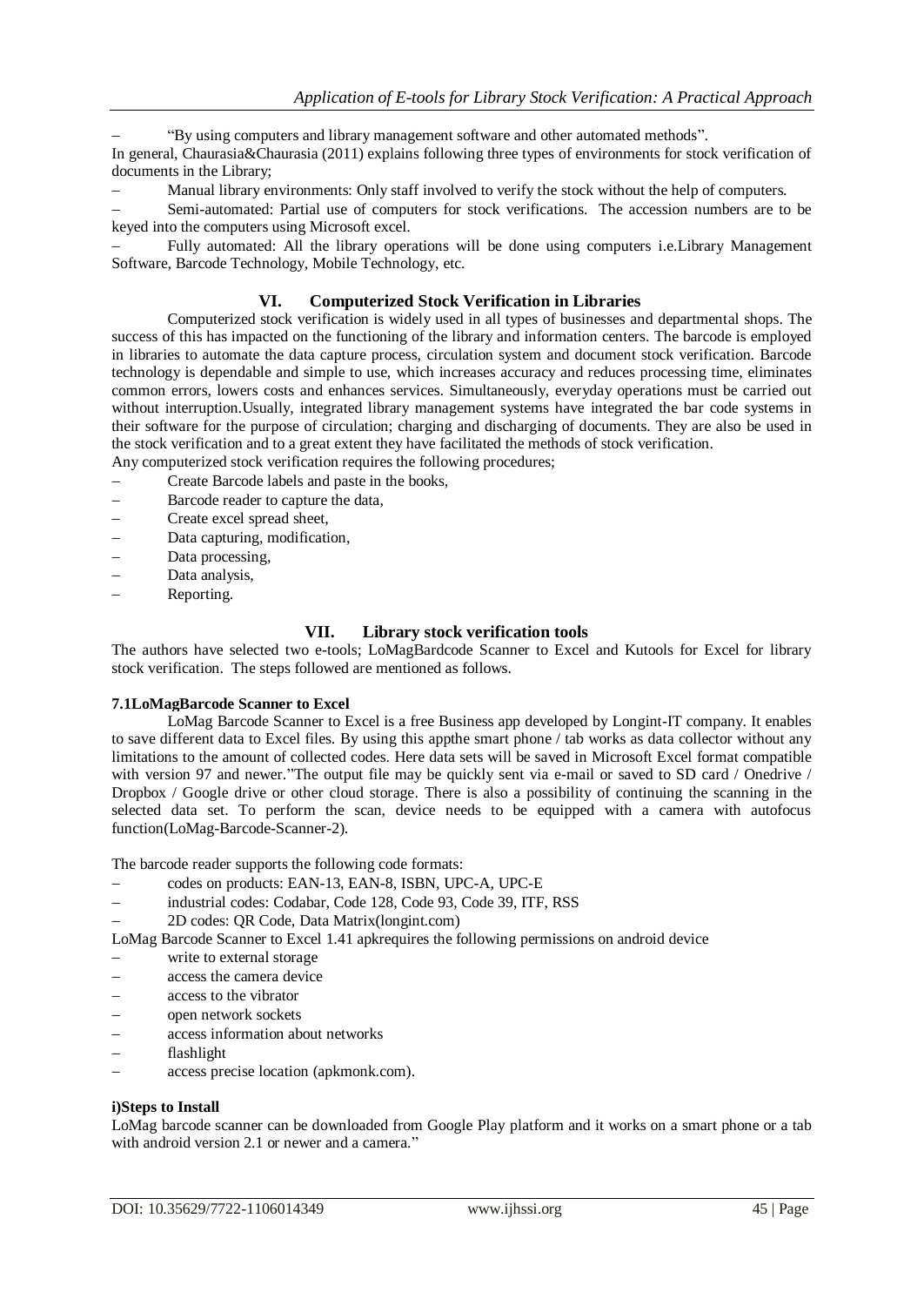– "By using computers and library management software and other automated methods".

In general, Chaurasia&Chaurasia (2011) explains following three types of environments for stock verification of documents in the Library;

– Manual library environments: Only staff involved to verify the stock without the help of computers.
– Semi-automated: Partial use of computers for stock verifications. The accession numbers are to be keyed into the computers using Microsoft excel.
– Fully automated: All the library operations will be done using computers i.e.Library Management Software, Barcode Technology, Mobile Technology, etc.

## VI. Computerized Stock Verification in Libraries

Computerized stock verification is widely used in all types of businesses and departmental shops. The success of this has impacted on the functioning of the library and information centers. The barcode is employed in libraries to automate the data capture process, circulation system and document stock verification. Barcode technology is dependable and simple to use, which increases accuracy and reduces processing time, eliminates common errors, lowers costs and enhances services. Simultaneously, everyday operations must be carried out without interruption.Usually, integrated library management systems have integrated the bar code systems in their software for the purpose of circulation; charging and discharging of documents. They are also be used in the stock verification and to a great extent they have facilitated the methods of stock verification.

Any computerized stock verification requires the following procedures;

– Create Barcode labels and paste in the books,
– Barcode reader to capture the data,
– Create excel spread sheet,
– Data capturing, modification,
– Data processing,
– Data analysis,
– Reporting.

## VII. Library stock verification tools

The authors have selected two e-tools; LoMagBardcode Scanner to Excel and Kutools for Excel for library stock verification. The steps followed are mentioned as follows.

### 7.1LoMagBarcode Scanner to Excel

LoMag Barcode Scanner to Excel is a free Business app developed by Longint-IT company. It enables to save different data to Excel files. By using this appthe smart phone / tab works as data collector without any limitations to the amount of collected codes. Here data sets will be saved in Microsoft Excel format compatible with version 97 and newer."The output file may be quickly sent via e-mail or saved to SD card / Onedrive / Dropbox / Google drive or other cloud storage. There is also a possibility of continuing the scanning in the selected data set. To perform the scan, device needs to be equipped with a camera with autofocus function(LoMag-Barcode-Scanner-2).

The barcode reader supports the following code formats:

– codes on products: EAN-13, EAN-8, ISBN, UPC-A, UPC-E
– industrial codes: Codabar, Code 128, Code 93, Code 39, ITF, RSS
– 2D codes: QR Code, Data Matrix(longint.com)

LoMag Barcode Scanner to Excel 1.41 apkrequires the following permissions on android device

– write to external storage
– access the camera device
– access to the vibrator
– open network sockets
– access information about networks
– flashlight
– access precise location (apkmonk.com).

#### i)Steps to Install

LoMag barcode scanner can be downloaded from Google Play platform and it works on a smart phone or a tab with android version 2.1 or newer and a camera."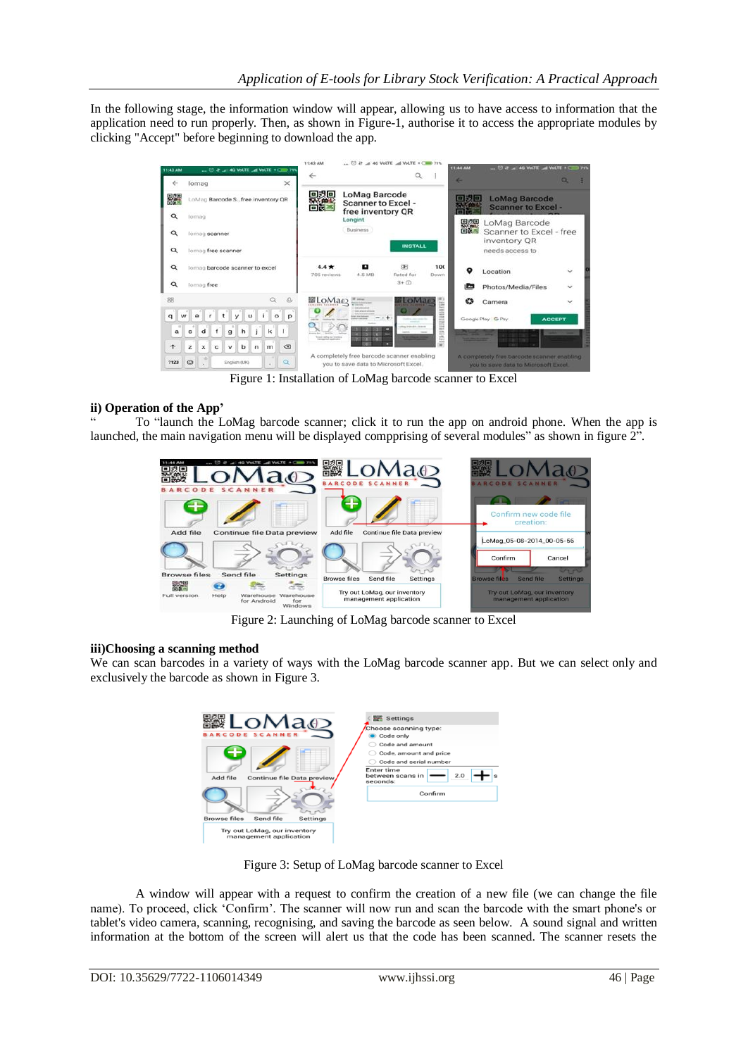In the following stage, the information window will appear, allowing us to have access to information that the application need to run properly. Then, as shown in Figure-1, authorise it to access the appropriate modules by clicking "Accept" before beginning to download the app.

Figure 1: Installation of LoMag barcode scanner to Excel

### ii) Operation of the App'

" To "launch the LoMag barcode scanner; click it to run the app on android phone. When the app is launched, the main navigation menu will be displayed compprising of several modules" as shown in figure 2".

Figure 2: Launching of LoMag barcode scanner to Excel

### iii)Choosing a scanning method

We can scan barcodes in a variety of ways with the LoMag barcode scanner app. But we can select only and exclusively the barcode as shown in Figure 3.

Figure 3: Setup of LoMag barcode scanner to Excel

A window will appear with a request to confirm the creation of a new file (we can change the file name). To proceed, click 'Confirm'. The scanner will now run and scan the barcode with the smart phone's or tablet's video camera, scanning, recognising, and saving the barcode as seen below. A sound signal and written information at the bottom of the screen will alert us that the code has been scanned. The scanner resets the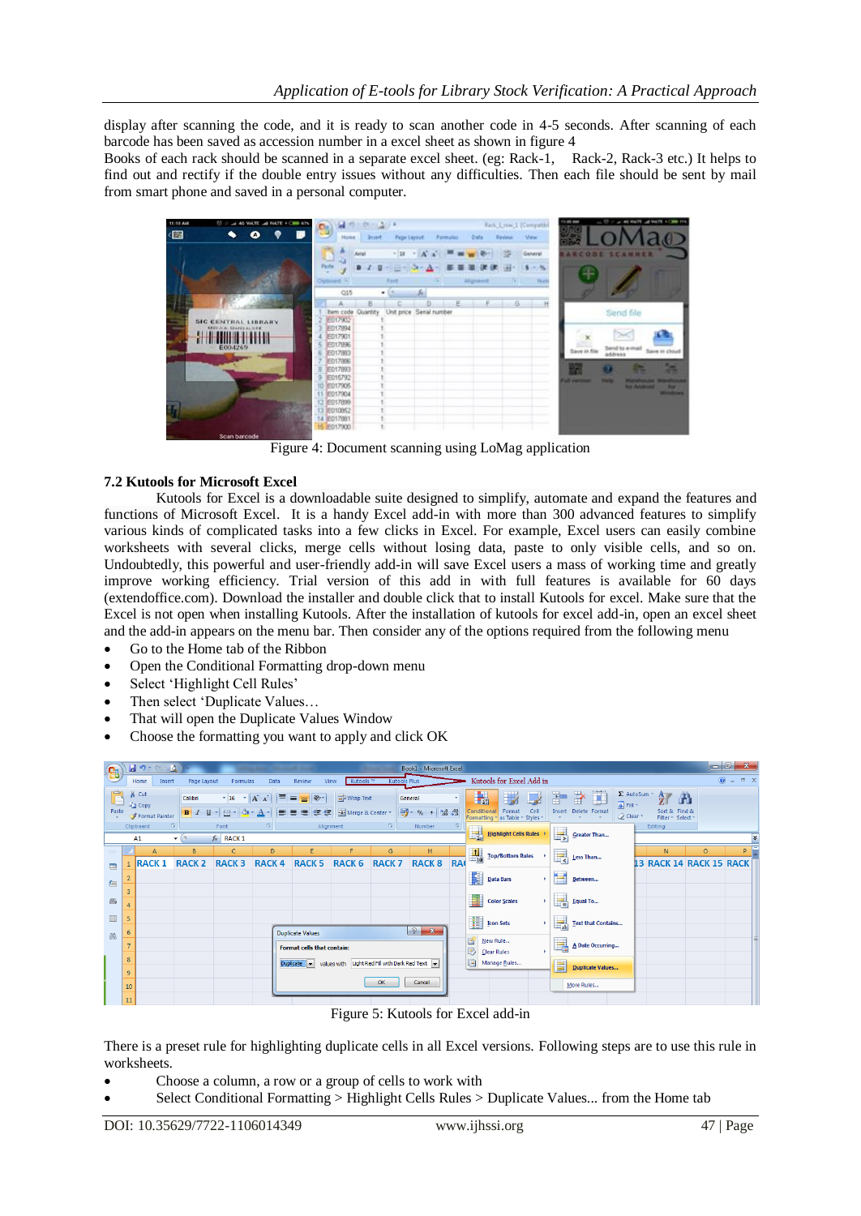display after scanning the code, and it is ready to scan another code in 4-5 seconds. After scanning of each barcode has been saved as accession number in a excel sheet as shown in figure 4

Books of each rack should be scanned in a separate excel sheet. (eg: Rack-1, Rack-2, Rack-3 etc.) It helps to find out and rectify if the double entry issues without any difficulties. Then each file should be sent by mail from smart phone and saved in a personal computer.

Figure 4: Document scanning using LoMag application

### 7.2 Kutools for Microsoft Excel

Kutools for Excel is a downloadable suite designed to simplify, automate and expand the features and functions of Microsoft Excel. It is a handy Excel add-in with more than 300 advanced features to simplify various kinds of complicated tasks into a few clicks in Excel. For example, Excel users can easily combine worksheets with several clicks, merge cells without losing data, paste to only visible cells, and so on. Undoubtedly, this powerful and user-friendly add-in will save Excel users a mass of working time and greatly improve working efficiency. Trial version of this add in with full features is available for 60 days (extendoffice.com). Download the installer and double click that to install Kutools for excel. Make sure that the Excel is not open when installing Kutools. After the installation of kutools for excel add-in, open an excel sheet and the add-in appears on the menu bar. Then consider any of the options required from the following menu

- Go to the Home tab of the Ribbon
- Open the Conditional Formatting drop-down menu
- Select 'Highlight Cell Rules'
- Then select 'Duplicate Values…
- That will open the Duplicate Values Window
- Choose the formatting you want to apply and click OK

Figure 5: Kutools for Excel add-in

There is a preset rule for highlighting duplicate cells in all Excel versions. Following steps are to use this rule in worksheets.

- Choose a column, a row or a group of cells to work with
- Select Conditional Formatting > Highlight Cells Rules > Duplicate Values... from the Home tab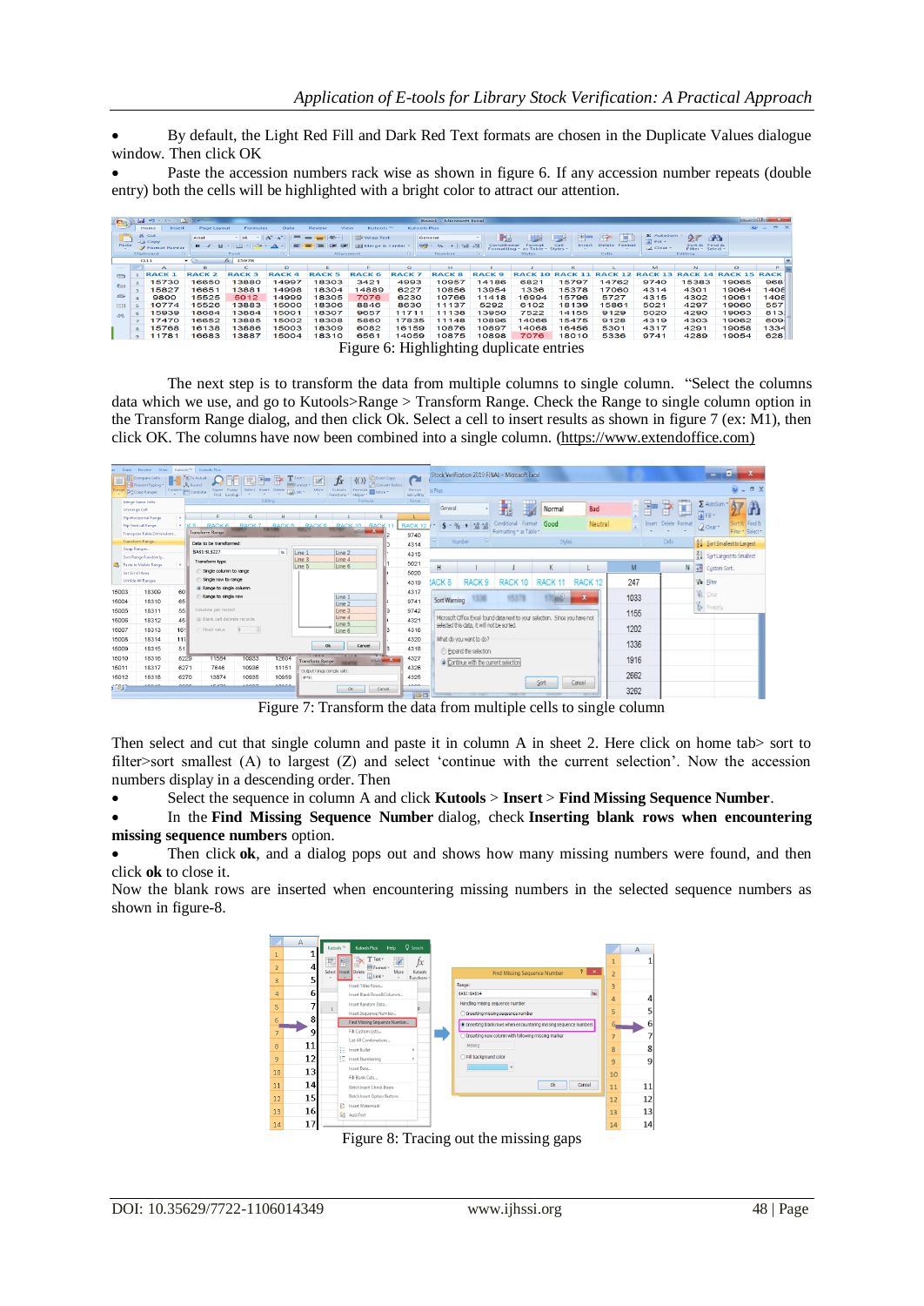- By default, the Light Red Fill and Dark Red Text formats are chosen in the Duplicate Values dialogue window. Then click OK
- Paste the accession numbers rack wise as shown in figure 6. If any accession number repeats (double entry) both the cells will be highlighted with a bright color to attract our attention.

Figure 6: Highlighting duplicate entries

The next step is to transform the data from multiple columns to single column. "Select the columns data which we use, and go to Kutools>Range > Transform Range. Check the Range to single column option in the Transform Range dialog, and then click Ok. Select a cell to insert results as shown in figure 7 (ex: M1), then click OK. The columns have now been combined into a single column. (https://www.extendoffice.com)

Figure 7: Transform the data from multiple cells to single column

Then select and cut that single column and paste it in column A in sheet 2. Here click on home tab> sort to filter>sort smallest (A) to largest (Z) and select 'continue with the current selection'. Now the accession numbers display in a descending order. Then

- Select the sequence in column A and click **Kutools** > **Insert** > **Find Missing Sequence Number**.
- In the **Find Missing Sequence Number** dialog, check **Inserting blank rows when encountering missing sequence numbers** option.
- Then click **ok**, and a dialog pops out and shows how many missing numbers were found, and then click **ok** to close it.

Now the blank rows are inserted when encountering missing numbers in the selected sequence numbers as shown in figure-8.

Figure 8: Tracing out the missing gaps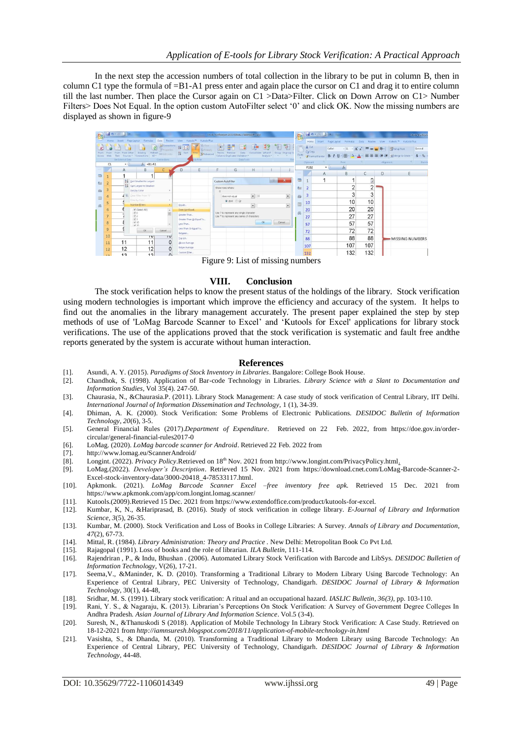In the next step the accession numbers of total collection in the library to be put in column B, then in column C1 type the formula of =B1-A1 press enter and again place the cursor on C1 and drag it to entire column till the last number. Then place the Cursor again on C1 >Data>Filter. Click on Down Arrow on C1> Number Filters> Does Not Equal. In the option custom AutoFilter select '0' and click OK. Now the missing numbers are displayed as shown in figure-9

Figure 9: List of missing numbers

## VIII. Conclusion

The stock verification helps to know the present status of the holdings of the library. Stock verification using modern technologies is important which improve the efficiency and accuracy of the system. It helps to find out the anomalies in the library management accurately. The present paper explained the step by step methods of use of 'LoMag Barcode Scanner to Excel' and 'Kutools for Excel' applications for library stock verifications. The use of the applications proved that the stock verification is systematic and fault free andthe reports generated by the system is accurate without human interaction.

## References

[1]. Asundi, A. Y. (2015). *Paradigms of Stock Inventory in Libraries*. Bangalore: College Book House.

[2]. Chandhok, S. (1998). Application of Bar-code Technology in Libraries. *Library Science with a Slant to Documentation and Information Studies*, Vol 35(4). 247-50.

[3]. Chaurasia, N., &Chaurasia.P. (2011). Library Stock Management: A case study of stock verification of Central Library, IIT Delhi. *International Journal of Information Dissemination and Technology*, 1 (1), 34-39.

[4]. Dhiman, A. K. (2000). Stock Verification: Some Problems of Electronic Publications. *DESIDOC Bulletin of Information Technology*, *20*(6), 3-5.

[5]. General Financial Rules (2017).*Department of Expenditure*. Retrieved on 22 Feb. 2022, from https://doe.gov.in/order-circular/general-financial-rules2017-0

[6]. LoMag. (2020). *LoMag barcode scanner for Android*. Retrieved 22 Feb. 2022 from

[7]. http://www.lomag.eu/ScannerAndroid/

[8]. Longint. (2022). *Privacy Policy*.Retrieved on 18th Nov. 2021 from http://www.longint.com/PrivacyPolicy.html.

[9]. LoMag.(2022). *Developer's Description*. Retrieved 15 Nov. 2021 from https://download.cnet.com/LoMag-Barcode-Scanner-2-Excel-stock-inventory-data/3000-20418_4-78533117.html.

[10]. Apkmonk. (2021). *LoMag Barcode Scanner Excel –free inventory free apk.* Retrieved 15 Dec. 2021 from https://www.apkmonk.com/app/com.longint.lomag.scanner/

[11]. Kutools.(2009).Retrieved 15 Dec. 2021 from https://www.extendoffice.com/product/kutools-for-excel.

[12]. Kumbar, K, N., &Hariprasad, B. (2016). Study of stock verification in college library. *E-Journal of Library and Information Science*, *3*(5), 26-35.

[13]. Kumbar, M. (2000). Stock Verification and Loss of Books in College Libraries: A Survey. *Annals of Library and Documentation*, *47*(2), 67-73.

[14]. Mittal, R. (1984). *Library Administration: Theory and Practice* . New Delhi: Metropolitan Book Co Pvt Ltd.

[15]. Rajagopal (1991). Loss of books and the role of librarian. *ILA Bulletin*, 111-114.

[16]. Rajendriran , P., & Indu, Bhushan . (2006). Automated Library Stock Verification with Barcode and LibSys. *DESIDOC Bulletien of Information Technology*, V(26), 17-21.

[17]. Seema,V., &Maninder, K. D. (2010). Transforming a Traditional Library to Modern Library Using Barcode Technology: An Experience of Central Library, PEC University of Technology, Chandigarh. *DESIDOC Journal of Library & Information Technology*, 30(1), 44-48,

[18]. Sridhar, M. S. (1991). Library stock verification: A ritual and an occupational hazard. *IASLIC Bulletin*, *36(3)*, pp. 103-110.

[19]. Rani, Y. S., & Nagaraju, K. (2013). Librarian's Perceptions On Stock Verification: A Survey of Government Degree Colleges In Andhra Pradesh. *Asian Journal of Library And Information Science*. Vol.5 (3-4).

[20]. Suresh, N., &Thanuskodi S (2018). Application of Mobile Technology In Library Stock Verification: A Case Study. Retrieved on 18-12-2021 from *http://iamnsuresh.blogspot.com/2018/11/application-of-mobile-technology-in.html*

[21]. Vasishta, S., & Dhanda, M. (2010). Transforming a Traditional Library to Modern Library using Barcode Technology: An Experience of Central Library, PEC University of Technology, Chandigarh. *DESIDOC Journal of Library & Information Technology*, 44-48.